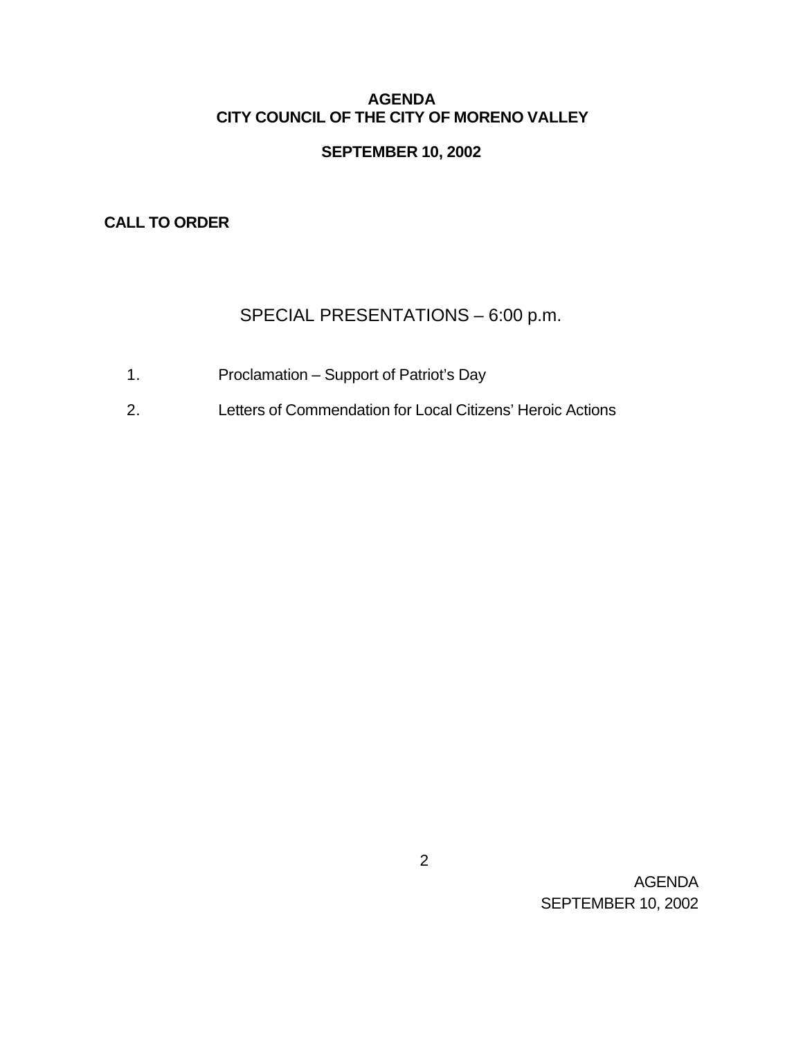# AGENDA
# CITY COUNCIL OF THE CITY OF MORENO VALLEY

## SEPTEMBER 10, 2002

**CALL TO ORDER**

## SPECIAL PRESENTATIONS – 6:00 p.m.

1. Proclamation – Support of Patriot's Day
2. Letters of Commendation for Local Citizens' Heroic Actions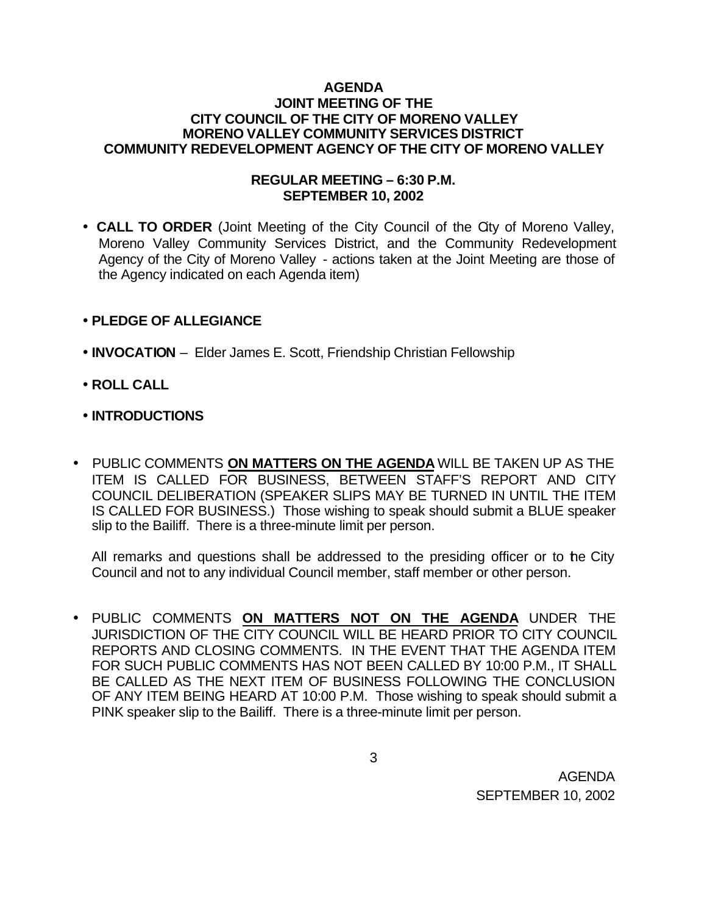**AGENDA**
**JOINT MEETING OF THE**
**CITY COUNCIL OF THE CITY OF MORENO VALLEY**
**MORENO VALLEY COMMUNITY SERVICES DISTRICT**
**COMMUNITY REDEVELOPMENT AGENCY OF THE CITY OF MORENO VALLEY**

**REGULAR MEETING – 6:30 P.M.**
**SEPTEMBER 10, 2002**

- **CALL TO ORDER** (Joint Meeting of the City Council of the City of Moreno Valley, Moreno Valley Community Services District, and the Community Redevelopment Agency of the City of Moreno Valley - actions taken at the Joint Meeting are those of the Agency indicated on each Agenda item)

- **PLEDGE OF ALLEGIANCE**

- **INVOCATION** – Elder James E. Scott, Friendship Christian Fellowship

- **ROLL CALL**

- **INTRODUCTIONS**

- PUBLIC COMMENTS **ON MATTERS ON THE AGENDA** WILL BE TAKEN UP AS THE ITEM IS CALLED FOR BUSINESS, BETWEEN STAFF'S REPORT AND CITY COUNCIL DELIBERATION (SPEAKER SLIPS MAY BE TURNED IN UNTIL THE ITEM IS CALLED FOR BUSINESS.) Those wishing to speak should submit a BLUE speaker slip to the Bailiff. There is a three-minute limit per person.

  All remarks and questions shall be addressed to the presiding officer or to the City Council and not to any individual Council member, staff member or other person.

- PUBLIC COMMENTS **ON MATTERS NOT ON THE AGENDA** UNDER THE JURISDICTION OF THE CITY COUNCIL WILL BE HEARD PRIOR TO CITY COUNCIL REPORTS AND CLOSING COMMENTS. IN THE EVENT THAT THE AGENDA ITEM FOR SUCH PUBLIC COMMENTS HAS NOT BEEN CALLED BY 10:00 P.M., IT SHALL BE CALLED AS THE NEXT ITEM OF BUSINESS FOLLOWING THE CONCLUSION OF ANY ITEM BEING HEARD AT 10:00 P.M. Those wishing to speak should submit a PINK speaker slip to the Bailiff. There is a three-minute limit per person.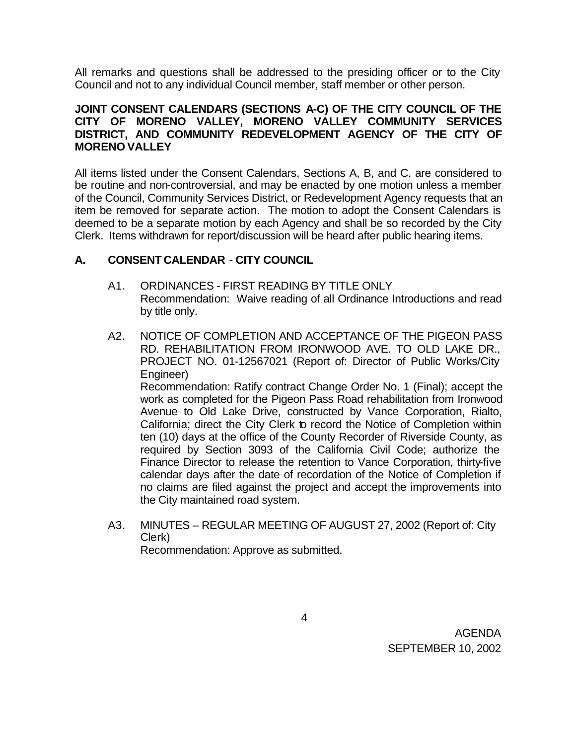All remarks and questions shall be addressed to the presiding officer or to the City Council and not to any individual Council member, staff member or other person.

**JOINT CONSENT CALENDARS (SECTIONS A-C) OF THE CITY COUNCIL OF THE CITY OF MORENO VALLEY, MORENO VALLEY COMMUNITY SERVICES DISTRICT, AND COMMUNITY REDEVELOPMENT AGENCY OF THE CITY OF MORENO VALLEY**

All items listed under the Consent Calendars, Sections A, B, and C, are considered to be routine and non-controversial, and may be enacted by one motion unless a member of the Council, Community Services District, or Redevelopment Agency requests that an item be removed for separate action. The motion to adopt the Consent Calendars is deemed to be a separate motion by each Agency and shall be so recorded by the City Clerk. Items withdrawn for report/discussion will be heard after public hearing items.

## A. CONSENT CALENDAR - CITY COUNCIL

A1. ORDINANCES - FIRST READING BY TITLE ONLY
Recommendation: Waive reading of all Ordinance Introductions and read by title only.

A2. NOTICE OF COMPLETION AND ACCEPTANCE OF THE PIGEON PASS RD. REHABILITATION FROM IRONWOOD AVE. TO OLD LAKE DR., PROJECT NO. 01-12567021 (Report of: Director of Public Works/City Engineer)
Recommendation: Ratify contract Change Order No. 1 (Final); accept the work as completed for the Pigeon Pass Road rehabilitation from Ironwood Avenue to Old Lake Drive, constructed by Vance Corporation, Rialto, California; direct the City Clerk to record the Notice of Completion within ten (10) days at the office of the County Recorder of Riverside County, as required by Section 3093 of the California Civil Code; authorize the Finance Director to release the retention to Vance Corporation, thirty-five calendar days after the date of recordation of the Notice of Completion if no claims are filed against the project and accept the improvements into the City maintained road system.

A3. MINUTES – REGULAR MEETING OF AUGUST 27, 2002 (Report of: City Clerk)
Recommendation: Approve as submitted.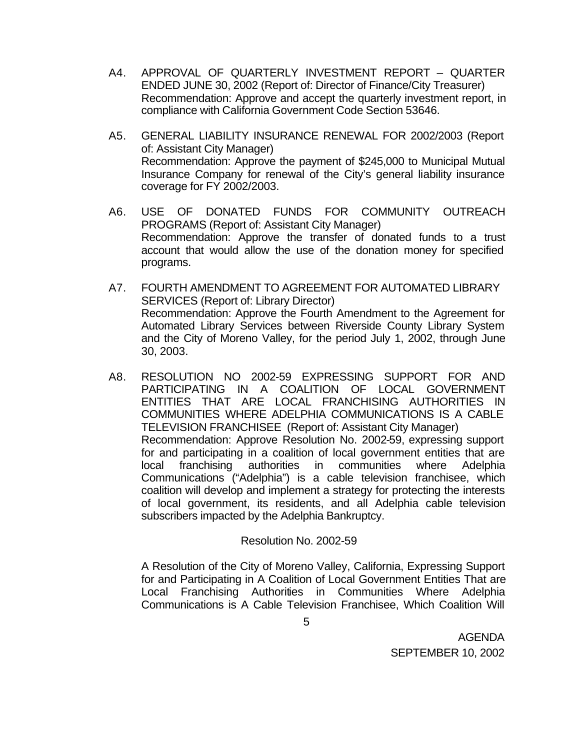A4. APPROVAL OF QUARTERLY INVESTMENT REPORT – QUARTER ENDED JUNE 30, 2002 (Report of: Director of Finance/City Treasurer)
Recommendation: Approve and accept the quarterly investment report, in compliance with California Government Code Section 53646.

A5. GENERAL LIABILITY INSURANCE RENEWAL FOR 2002/2003 (Report of: Assistant City Manager)
Recommendation: Approve the payment of $245,000 to Municipal Mutual Insurance Company for renewal of the City's general liability insurance coverage for FY 2002/2003.

A6. USE OF DONATED FUNDS FOR COMMUNITY OUTREACH PROGRAMS (Report of: Assistant City Manager)
Recommendation: Approve the transfer of donated funds to a trust account that would allow the use of the donation money for specified programs.

A7. FOURTH AMENDMENT TO AGREEMENT FOR AUTOMATED LIBRARY SERVICES (Report of: Library Director)
Recommendation: Approve the Fourth Amendment to the Agreement for Automated Library Services between Riverside County Library System and the City of Moreno Valley, for the period July 1, 2002, through June 30, 2003.

A8. RESOLUTION NO 2002-59 EXPRESSING SUPPORT FOR AND PARTICIPATING IN A COALITION OF LOCAL GOVERNMENT ENTITIES THAT ARE LOCAL FRANCHISING AUTHORITIES IN COMMUNITIES WHERE ADELPHIA COMMUNICATIONS IS A CABLE TELEVISION FRANCHISEE (Report of: Assistant City Manager)
Recommendation: Approve Resolution No. 2002-59, expressing support for and participating in a coalition of local government entities that are local franchising authorities in communities where Adelphia Communications ("Adelphia") is a cable television franchisee, which coalition will develop and implement a strategy for protecting the interests of local government, its residents, and all Adelphia cable television subscribers impacted by the Adelphia Bankruptcy.

Resolution No. 2002-59

A Resolution of the City of Moreno Valley, California, Expressing Support for and Participating in A Coalition of Local Government Entities That are Local Franchising Authorities in Communities Where Adelphia Communications is A Cable Television Franchisee, Which Coalition Will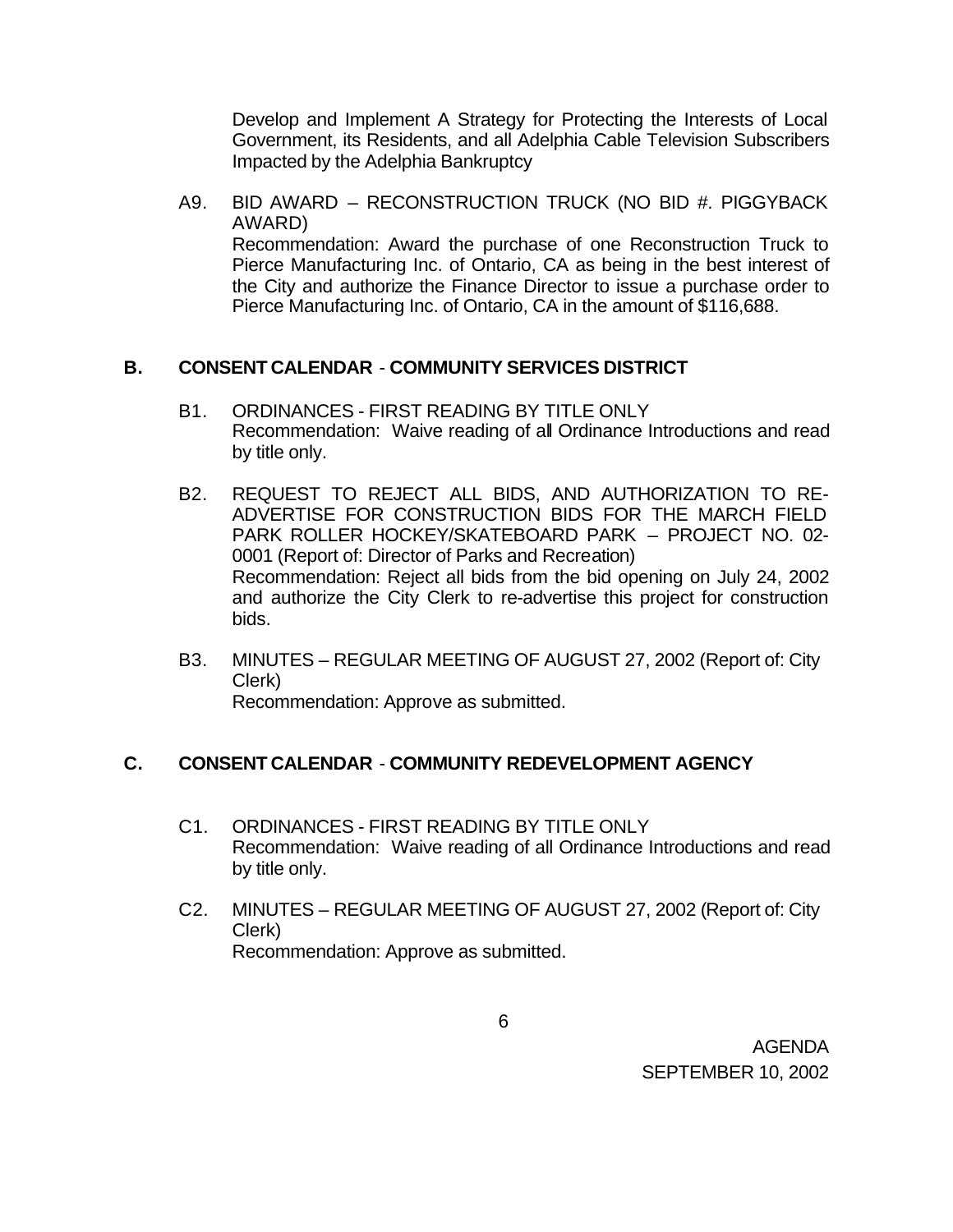Develop and Implement A Strategy for Protecting the Interests of Local Government, its Residents, and all Adelphia Cable Television Subscribers Impacted by the Adelphia Bankruptcy

A9. BID AWARD – RECONSTRUCTION TRUCK (NO BID #. PIGGYBACK AWARD)
Recommendation: Award the purchase of one Reconstruction Truck to Pierce Manufacturing Inc. of Ontario, CA as being in the best interest of the City and authorize the Finance Director to issue a purchase order to Pierce Manufacturing Inc. of Ontario, CA in the amount of $116,688.

## B. CONSENT CALENDAR - COMMUNITY SERVICES DISTRICT

B1. ORDINANCES - FIRST READING BY TITLE ONLY
Recommendation: Waive reading of all Ordinance Introductions and read by title only.

B2. REQUEST TO REJECT ALL BIDS, AND AUTHORIZATION TO RE-ADVERTISE FOR CONSTRUCTION BIDS FOR THE MARCH FIELD PARK ROLLER HOCKEY/SKATEBOARD PARK – PROJECT NO. 02-0001 (Report of: Director of Parks and Recreation)
Recommendation: Reject all bids from the bid opening on July 24, 2002 and authorize the City Clerk to re-advertise this project for construction bids.

B3. MINUTES – REGULAR MEETING OF AUGUST 27, 2002 (Report of: City Clerk)
Recommendation: Approve as submitted.

## C. CONSENT CALENDAR - COMMUNITY REDEVELOPMENT AGENCY

C1. ORDINANCES - FIRST READING BY TITLE ONLY
Recommendation: Waive reading of all Ordinance Introductions and read by title only.

C2. MINUTES – REGULAR MEETING OF AUGUST 27, 2002 (Report of: City Clerk)
Recommendation: Approve as submitted.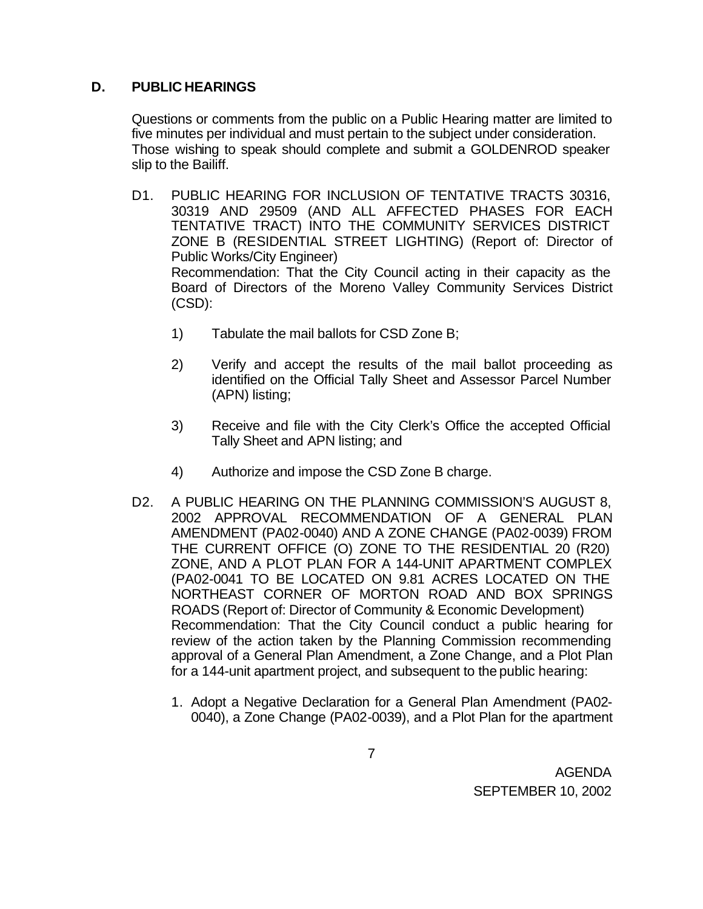## D. PUBLIC HEARINGS

Questions or comments from the public on a Public Hearing matter are limited to five minutes per individual and must pertain to the subject under consideration. Those wishing to speak should complete and submit a GOLDENROD speaker slip to the Bailiff.

D1. PUBLIC HEARING FOR INCLUSION OF TENTATIVE TRACTS 30316, 30319 AND 29509 (AND ALL AFFECTED PHASES FOR EACH TENTATIVE TRACT) INTO THE COMMUNITY SERVICES DISTRICT ZONE B (RESIDENTIAL STREET LIGHTING) (Report of: Director of Public Works/City Engineer)
Recommendation: That the City Council acting in their capacity as the Board of Directors of the Moreno Valley Community Services District (CSD):

1) Tabulate the mail ballots for CSD Zone B;

2) Verify and accept the results of the mail ballot proceeding as identified on the Official Tally Sheet and Assessor Parcel Number (APN) listing;

3) Receive and file with the City Clerk's Office the accepted Official Tally Sheet and APN listing; and

4) Authorize and impose the CSD Zone B charge.

D2. A PUBLIC HEARING ON THE PLANNING COMMISSION'S AUGUST 8, 2002 APPROVAL RECOMMENDATION OF A GENERAL PLAN AMENDMENT (PA02-0040) AND A ZONE CHANGE (PA02-0039) FROM THE CURRENT OFFICE (O) ZONE TO THE RESIDENTIAL 20 (R20) ZONE, AND A PLOT PLAN FOR A 144-UNIT APARTMENT COMPLEX (PA02-0041 TO BE LOCATED ON 9.81 ACRES LOCATED ON THE NORTHEAST CORNER OF MORTON ROAD AND BOX SPRINGS ROADS (Report of: Director of Community & Economic Development)
Recommendation: That the City Council conduct a public hearing for review of the action taken by the Planning Commission recommending approval of a General Plan Amendment, a Zone Change, and a Plot Plan for a 144-unit apartment project, and subsequent to the public hearing:

1. Adopt a Negative Declaration for a General Plan Amendment (PA02-0040), a Zone Change (PA02-0039), and a Plot Plan for the apartment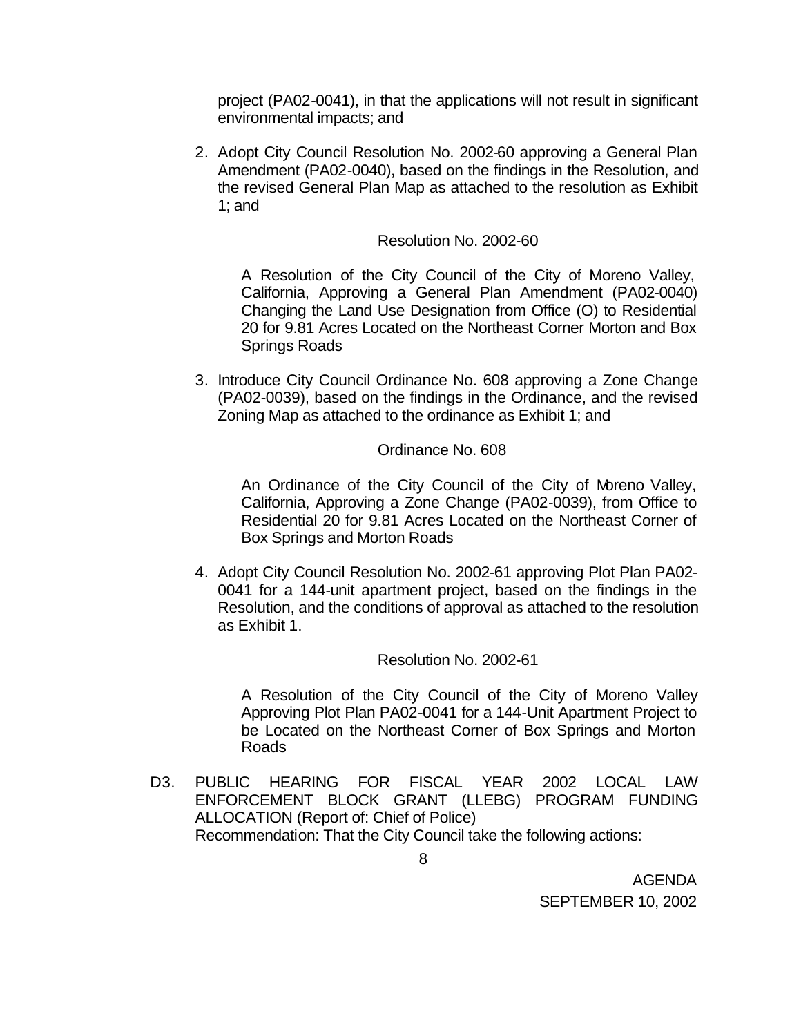project (PA02-0041), in that the applications will not result in significant environmental impacts; and

2. Adopt City Council Resolution No. 2002-60 approving a General Plan Amendment (PA02-0040), based on the findings in the Resolution, and the revised General Plan Map as attached to the resolution as Exhibit 1; and

   Resolution No. 2002-60

   A Resolution of the City Council of the City of Moreno Valley, California, Approving a General Plan Amendment (PA02-0040) Changing the Land Use Designation from Office (O) to Residential 20 for 9.81 Acres Located on the Northeast Corner Morton and Box Springs Roads

3. Introduce City Council Ordinance No. 608 approving a Zone Change (PA02-0039), based on the findings in the Ordinance, and the revised Zoning Map as attached to the ordinance as Exhibit 1; and

   Ordinance No. 608

   An Ordinance of the City Council of the City of Moreno Valley, California, Approving a Zone Change (PA02-0039), from Office to Residential 20 for 9.81 Acres Located on the Northeast Corner of Box Springs and Morton Roads

4. Adopt City Council Resolution No. 2002-61 approving Plot Plan PA02-0041 for a 144-unit apartment project, based on the findings in the Resolution, and the conditions of approval as attached to the resolution as Exhibit 1.

   Resolution No. 2002-61

   A Resolution of the City Council of the City of Moreno Valley Approving Plot Plan PA02-0041 for a 144-Unit Apartment Project to be Located on the Northeast Corner of Box Springs and Morton Roads

D3. PUBLIC HEARING FOR FISCAL YEAR 2002 LOCAL LAW ENFORCEMENT BLOCK GRANT (LLEBG) PROGRAM FUNDING ALLOCATION (Report of: Chief of Police)
Recommendation: That the City Council take the following actions: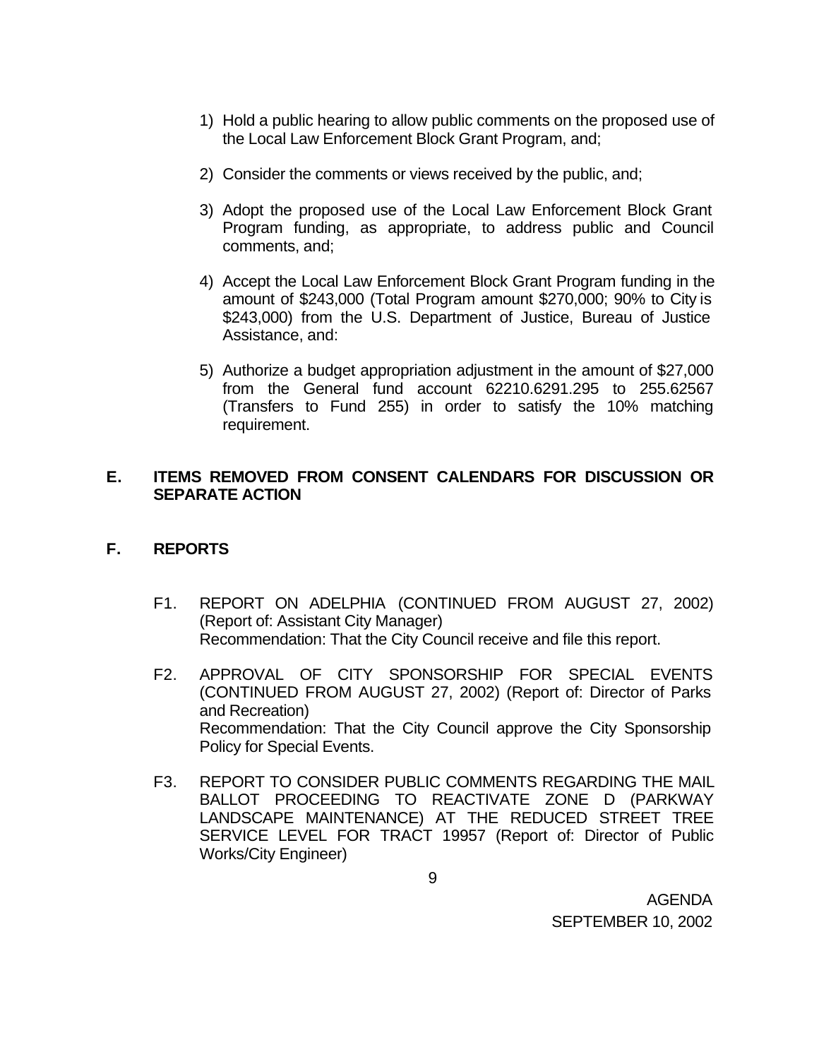1) Hold a public hearing to allow public comments on the proposed use of the Local Law Enforcement Block Grant Program, and;

2) Consider the comments or views received by the public, and;

3) Adopt the proposed use of the Local Law Enforcement Block Grant Program funding, as appropriate, to address public and Council comments, and;

4) Accept the Local Law Enforcement Block Grant Program funding in the amount of $243,000 (Total Program amount $270,000; 90% to City is $243,000) from the U.S. Department of Justice, Bureau of Justice Assistance, and:

5) Authorize a budget appropriation adjustment in the amount of $27,000 from the General fund account 62210.6291.295 to 255.62567 (Transfers to Fund 255) in order to satisfy the 10% matching requirement.

## E. ITEMS REMOVED FROM CONSENT CALENDARS FOR DISCUSSION OR SEPARATE ACTION

## F. REPORTS

F1. REPORT ON ADELPHIA (CONTINUED FROM AUGUST 27, 2002) (Report of: Assistant City Manager)
Recommendation: That the City Council receive and file this report.

F2. APPROVAL OF CITY SPONSORSHIP FOR SPECIAL EVENTS (CONTINUED FROM AUGUST 27, 2002) (Report of: Director of Parks and Recreation)
Recommendation: That the City Council approve the City Sponsorship Policy for Special Events.

F3. REPORT TO CONSIDER PUBLIC COMMENTS REGARDING THE MAIL BALLOT PROCEEDING TO REACTIVATE ZONE D (PARKWAY LANDSCAPE MAINTENANCE) AT THE REDUCED STREET TREE SERVICE LEVEL FOR TRACT 19957 (Report of: Director of Public Works/City Engineer)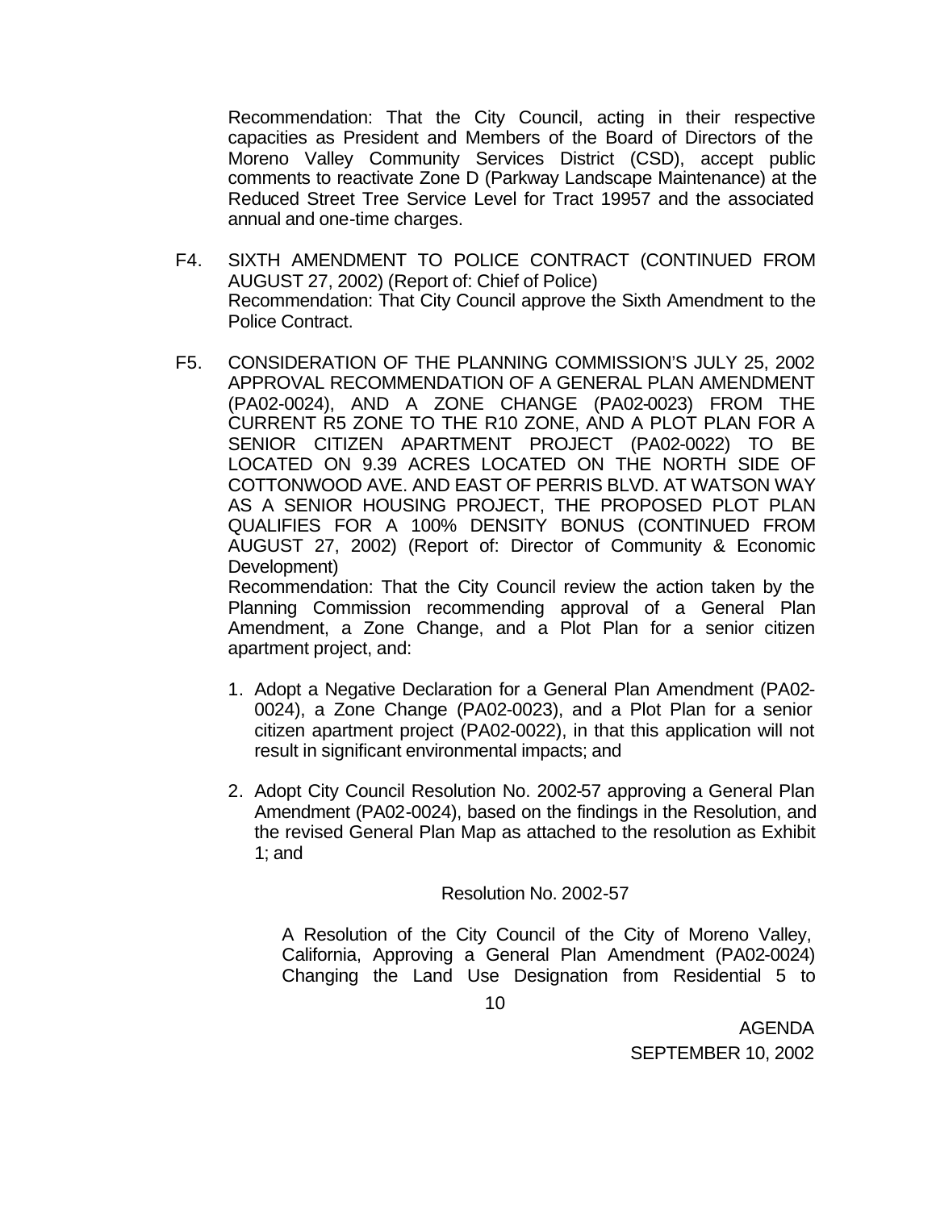Recommendation: That the City Council, acting in their respective capacities as President and Members of the Board of Directors of the Moreno Valley Community Services District (CSD), accept public comments to reactivate Zone D (Parkway Landscape Maintenance) at the Reduced Street Tree Service Level for Tract 19957 and the associated annual and one-time charges.

F4. SIXTH AMENDMENT TO POLICE CONTRACT (CONTINUED FROM AUGUST 27, 2002) (Report of: Chief of Police)
Recommendation: That City Council approve the Sixth Amendment to the Police Contract.

F5. CONSIDERATION OF THE PLANNING COMMISSION'S JULY 25, 2002 APPROVAL RECOMMENDATION OF A GENERAL PLAN AMENDMENT (PA02-0024), AND A ZONE CHANGE (PA02-0023) FROM THE CURRENT R5 ZONE TO THE R10 ZONE, AND A PLOT PLAN FOR A SENIOR CITIZEN APARTMENT PROJECT (PA02-0022) TO BE LOCATED ON 9.39 ACRES LOCATED ON THE NORTH SIDE OF COTTONWOOD AVE. AND EAST OF PERRIS BLVD. AT WATSON WAY AS A SENIOR HOUSING PROJECT, THE PROPOSED PLOT PLAN QUALIFIES FOR A 100% DENSITY BONUS (CONTINUED FROM AUGUST 27, 2002) (Report of: Director of Community & Economic Development)
Recommendation: That the City Council review the action taken by the Planning Commission recommending approval of a General Plan Amendment, a Zone Change, and a Plot Plan for a senior citizen apartment project, and:

1. Adopt a Negative Declaration for a General Plan Amendment (PA02-0024), a Zone Change (PA02-0023), and a Plot Plan for a senior citizen apartment project (PA02-0022), in that this application will not result in significant environmental impacts; and

2. Adopt City Council Resolution No. 2002-57 approving a General Plan Amendment (PA02-0024), based on the findings in the Resolution, and the revised General Plan Map as attached to the resolution as Exhibit 1; and

Resolution No. 2002-57

A Resolution of the City Council of the City of Moreno Valley, California, Approving a General Plan Amendment (PA02-0024) Changing the Land Use Designation from Residential 5 to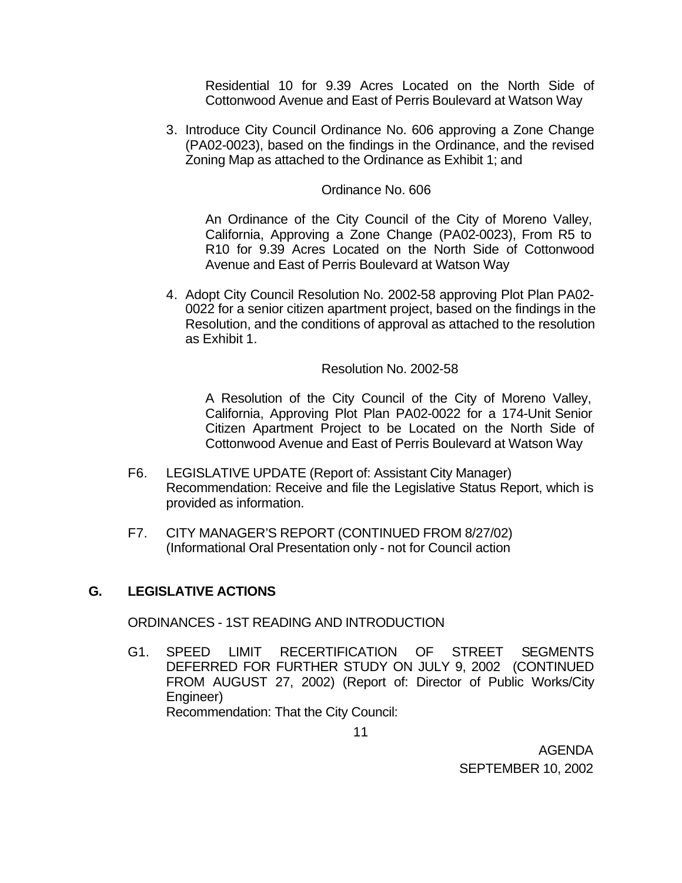Residential 10 for 9.39 Acres Located on the North Side of Cottonwood Avenue and East of Perris Boulevard at Watson Way

3. Introduce City Council Ordinance No. 606 approving a Zone Change (PA02-0023), based on the findings in the Ordinance, and the revised Zoning Map as attached to the Ordinance as Exhibit 1; and

   Ordinance No. 606

   An Ordinance of the City Council of the City of Moreno Valley, California, Approving a Zone Change (PA02-0023), From R5 to R10 for 9.39 Acres Located on the North Side of Cottonwood Avenue and East of Perris Boulevard at Watson Way

4. Adopt City Council Resolution No. 2002-58 approving Plot Plan PA02-0022 for a senior citizen apartment project, based on the findings in the Resolution, and the conditions of approval as attached to the resolution as Exhibit 1.

   Resolution No. 2002-58

   A Resolution of the City Council of the City of Moreno Valley, California, Approving Plot Plan PA02-0022 for a 174-Unit Senior Citizen Apartment Project to be Located on the North Side of Cottonwood Avenue and East of Perris Boulevard at Watson Way

F6. LEGISLATIVE UPDATE (Report of: Assistant City Manager)
Recommendation: Receive and file the Legislative Status Report, which is provided as information.

F7. CITY MANAGER'S REPORT (CONTINUED FROM 8/27/02)
(Informational Oral Presentation only - not for Council action

## G. LEGISLATIVE ACTIONS

ORDINANCES - 1ST READING AND INTRODUCTION

G1. SPEED LIMIT RECERTIFICATION OF STREET SEGMENTS DEFERRED FOR FURTHER STUDY ON JULY 9, 2002 (CONTINUED FROM AUGUST 27, 2002) (Report of: Director of Public Works/City Engineer)
Recommendation: That the City Council: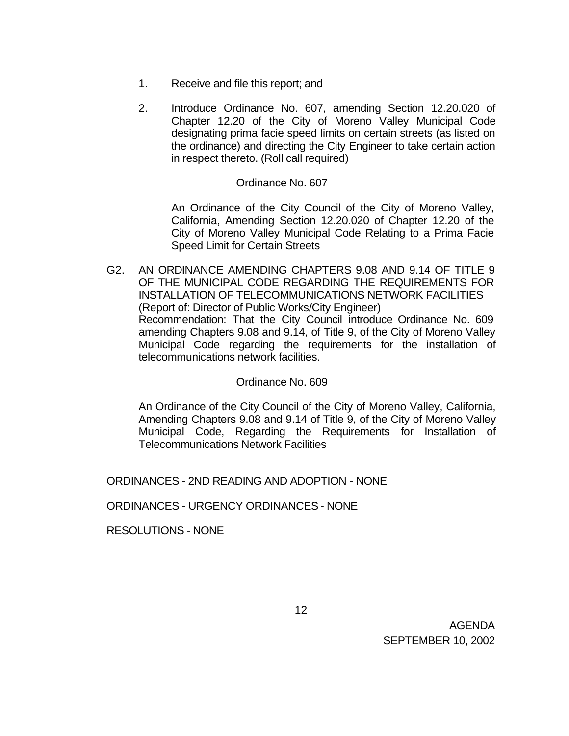1. Receive and file this report; and

2. Introduce Ordinance No. 607, amending Section 12.20.020 of Chapter 12.20 of the City of Moreno Valley Municipal Code designating prima facie speed limits on certain streets (as listed on the ordinance) and directing the City Engineer to take certain action in respect thereto. (Roll call required)

Ordinance No. 607

An Ordinance of the City Council of the City of Moreno Valley, California, Amending Section 12.20.020 of Chapter 12.20 of the City of Moreno Valley Municipal Code Relating to a Prima Facie Speed Limit for Certain Streets

G2. AN ORDINANCE AMENDING CHAPTERS 9.08 AND 9.14 OF TITLE 9 OF THE MUNICIPAL CODE REGARDING THE REQUIREMENTS FOR INSTALLATION OF TELECOMMUNICATIONS NETWORK FACILITIES (Report of: Director of Public Works/City Engineer)
Recommendation: That the City Council introduce Ordinance No. 609 amending Chapters 9.08 and 9.14, of Title 9, of the City of Moreno Valley Municipal Code regarding the requirements for the installation of telecommunications network facilities.

Ordinance No. 609

An Ordinance of the City Council of the City of Moreno Valley, California, Amending Chapters 9.08 and 9.14 of Title 9, of the City of Moreno Valley Municipal Code, Regarding the Requirements for Installation of Telecommunications Network Facilities

ORDINANCES - 2ND READING AND ADOPTION - NONE

ORDINANCES - URGENCY ORDINANCES - NONE

RESOLUTIONS - NONE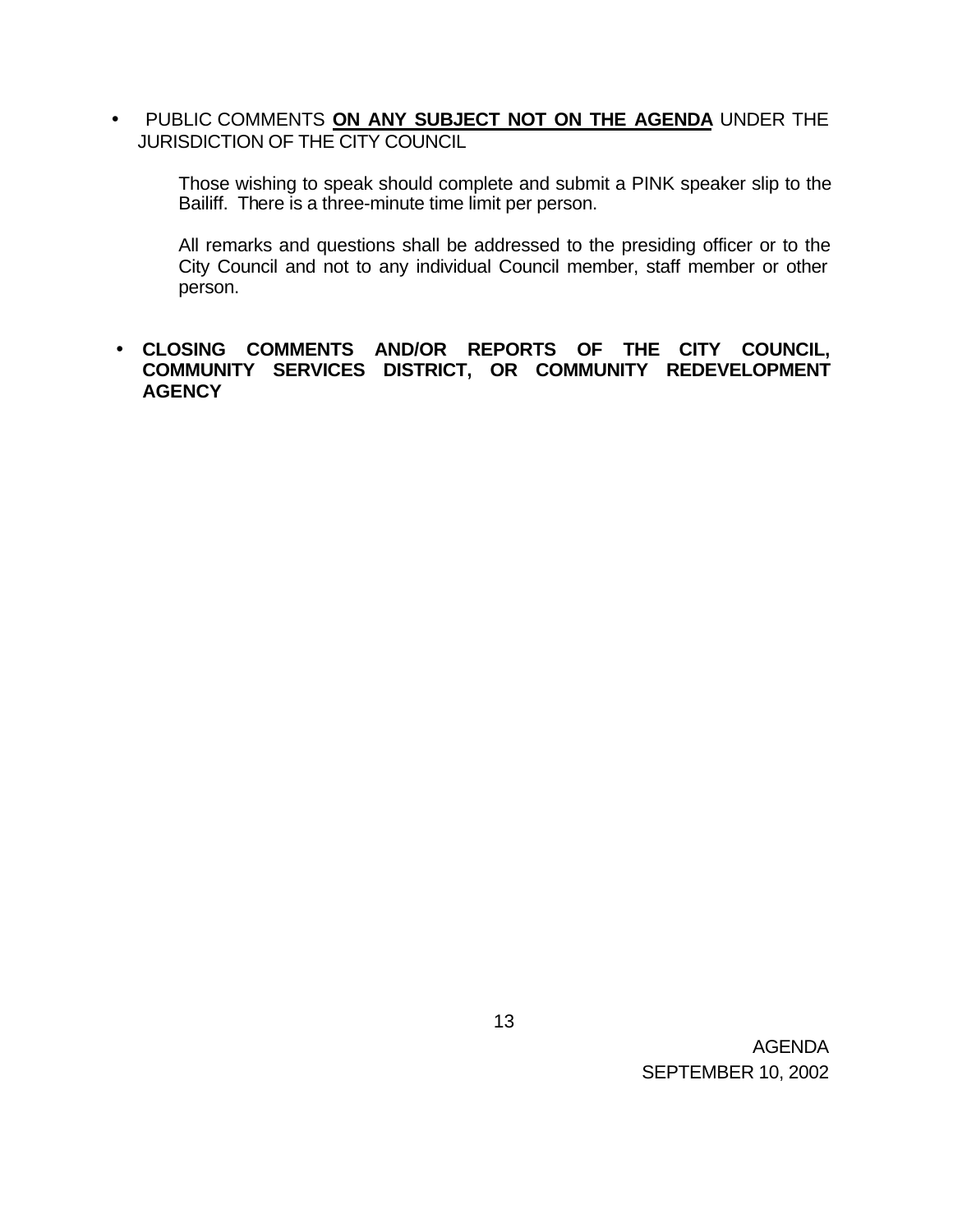- PUBLIC COMMENTS **ON ANY SUBJECT NOT ON THE AGENDA** UNDER THE JURISDICTION OF THE CITY COUNCIL

  Those wishing to speak should complete and submit a PINK speaker slip to the Bailiff. There is a three-minute time limit per person.

  All remarks and questions shall be addressed to the presiding officer or to the City Council and not to any individual Council member, staff member or other person.

- **CLOSING COMMENTS AND/OR REPORTS OF THE CITY COUNCIL, COMMUNITY SERVICES DISTRICT, OR COMMUNITY REDEVELOPMENT AGENCY**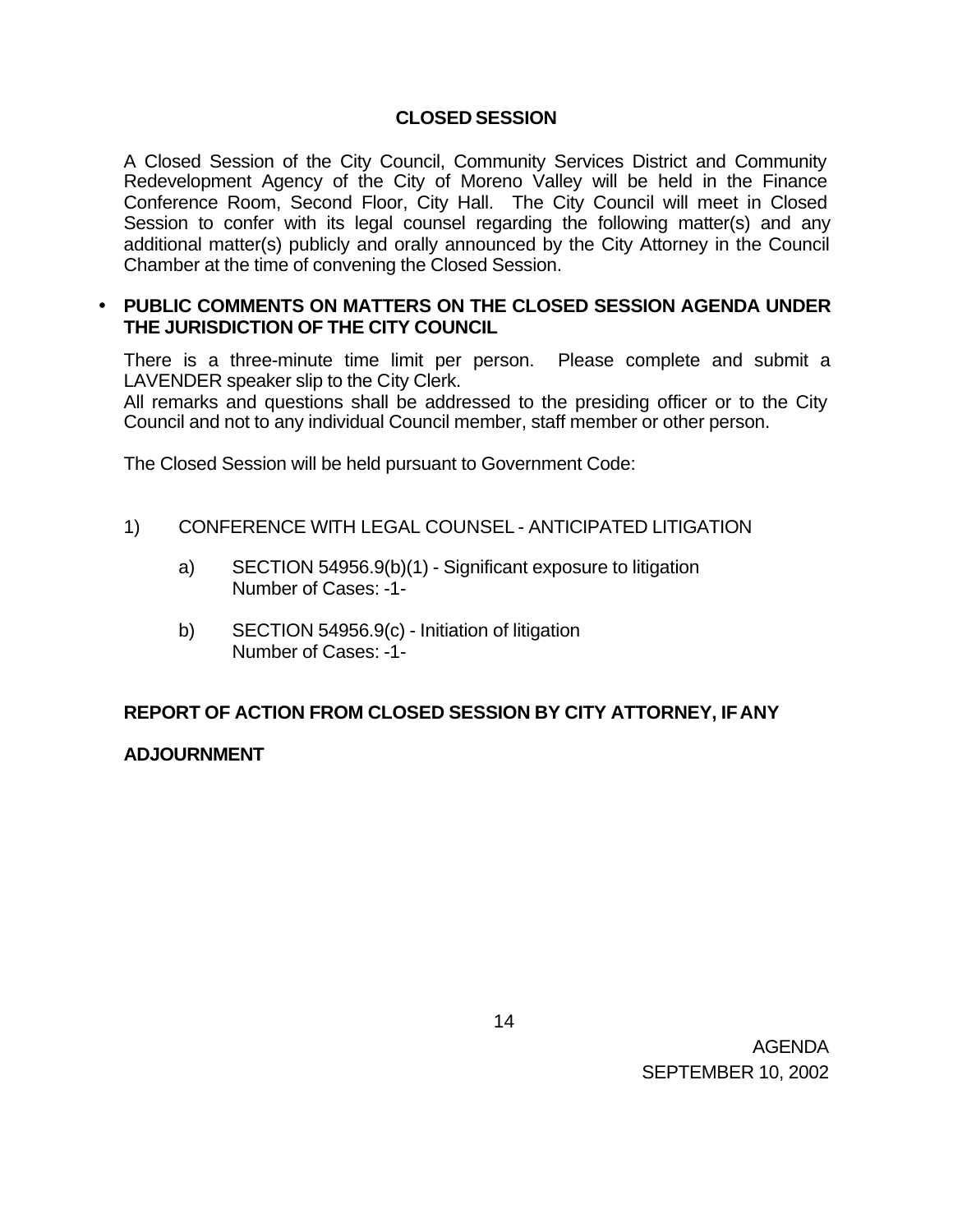## CLOSED SESSION

A Closed Session of the City Council, Community Services District and Community Redevelopment Agency of the City of Moreno Valley will be held in the Finance Conference Room, Second Floor, City Hall. The City Council will meet in Closed Session to confer with its legal counsel regarding the following matter(s) and any additional matter(s) publicly and orally announced by the City Attorney in the Council Chamber at the time of convening the Closed Session.

- **PUBLIC COMMENTS ON MATTERS ON THE CLOSED SESSION AGENDA UNDER THE JURISDICTION OF THE CITY COUNCIL**

There is a three-minute time limit per person. Please complete and submit a LAVENDER speaker slip to the City Clerk.
All remarks and questions shall be addressed to the presiding officer or to the City Council and not to any individual Council member, staff member or other person.

The Closed Session will be held pursuant to Government Code:

1) CONFERENCE WITH LEGAL COUNSEL - ANTICIPATED LITIGATION

   a) SECTION 54956.9(b)(1) - Significant exposure to litigation
      Number of Cases: -1-

   b) SECTION 54956.9(c) - Initiation of litigation
      Number of Cases: -1-

**REPORT OF ACTION FROM CLOSED SESSION BY CITY ATTORNEY, IF ANY**

**ADJOURNMENT**